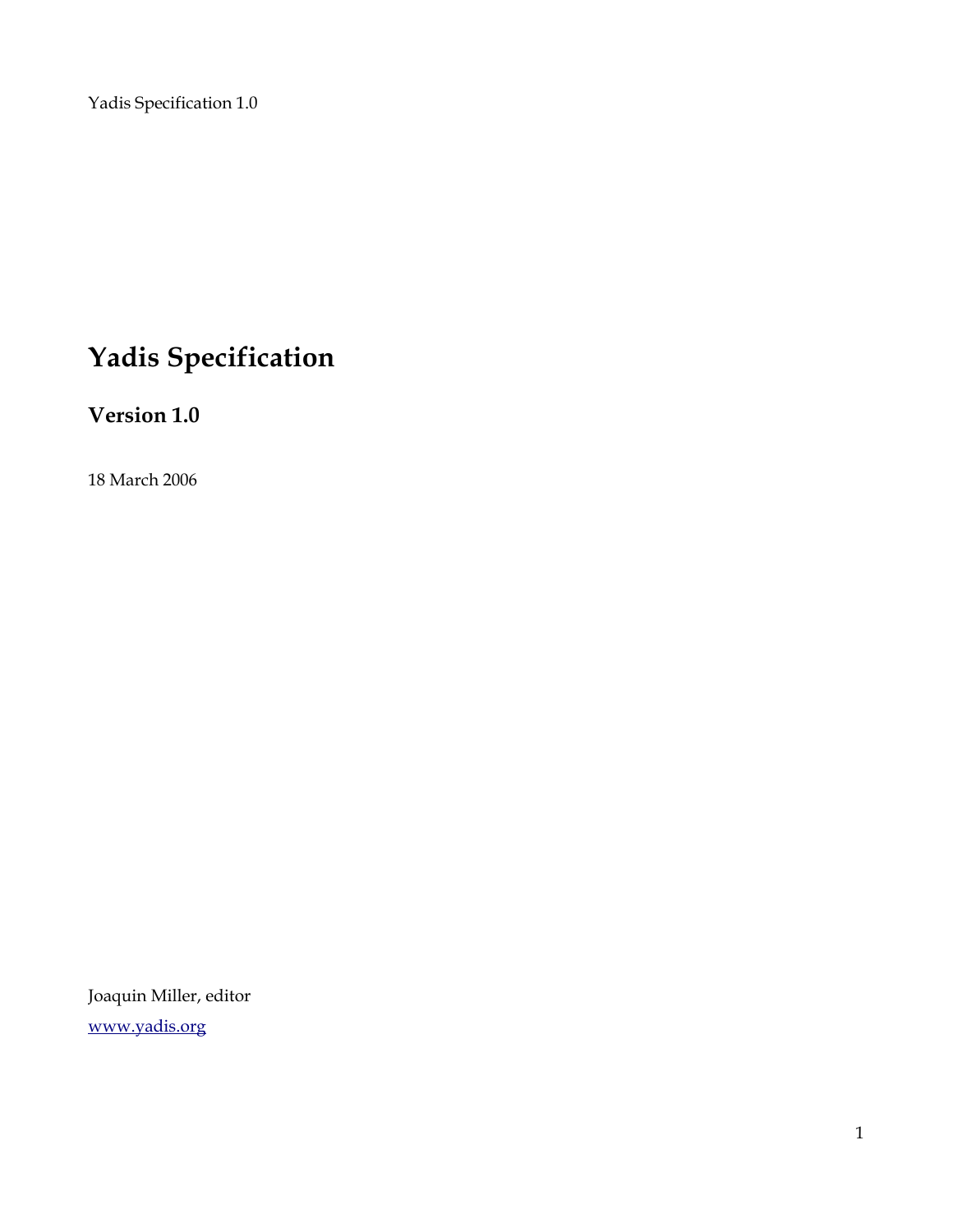# Yadis Specification

## Version 1.0

18 March 2006

Joaquin Miller, editor

[www.yadis.org](http://www.yadis.org)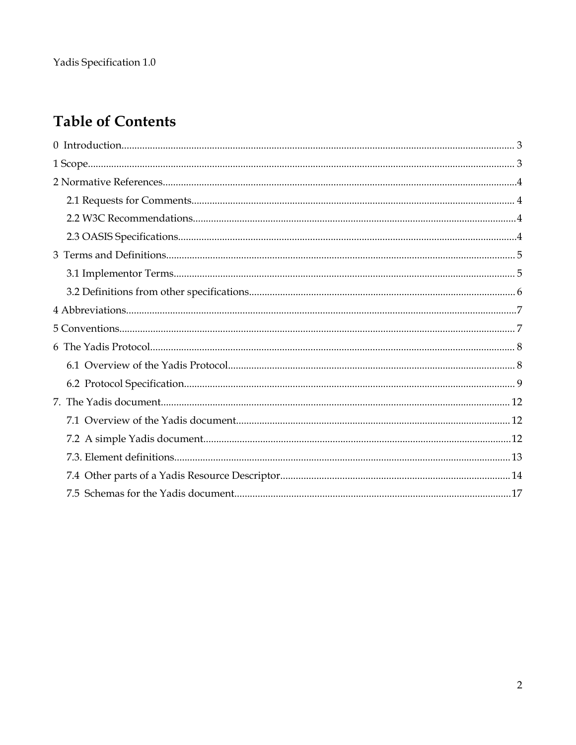# Table of Contents

0 Introduction...................................................................................................................................... 3

1 Scope................................................................................................................................................... 3

2 Normative References.......................................................................................................................4

- 2.1 Requests for Comments........................................................................................................... 4
- 2.2 W3C Recommendations...........................................................................................................4
- 2.3 OASIS Specifications.................................................................................................................4

3 Terms and Definitions...................................................................................................................... 5

- 3.1 Implementor Terms.................................................................................................................. 5
- 3.2 Definitions from other specifications..................................................................................... 6

4 Abbreviations.....................................................................................................................................7

5 Conventions....................................................................................................................................... 7

6 The Yadis Protocol........................................................................................................................... 8

- 6.1 Overview of the Yadis Protocol.............................................................................................. 8
- 6.2 Protocol Specification.............................................................................................................. 9

7. The Yadis document...................................................................................................................... 12

- 7.1 Overview of the Yadis document......................................................................................... 12
- 7.2 A simple Yadis document.....................................................................................................12
- 7.3. Element definitions................................................................................................................ 13
- 7.4 Other parts of a Yadis Resource Descriptor........................................................................ 14
- 7.5 Schemas for the Yadis document..........................................................................................17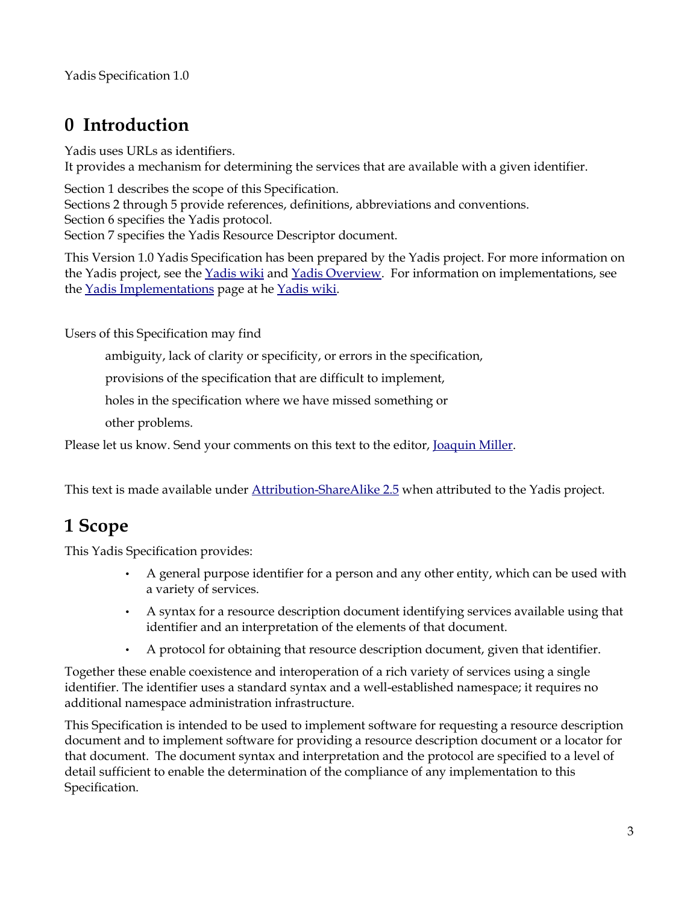Yadis Specification 1.0

# 0 Introduction

Yadis uses URLs as identifiers.
It provides a mechanism for determining the services that are available with a given identifier.

Section 1 describes the scope of this Specification.
Sections 2 through 5 provide references, definitions, abbreviations and conventions.
Section 6 specifies the Yadis protocol.
Section 7 specifies the Yadis Resource Descriptor document.

This Version 1.0 Yadis Specification has been prepared by the Yadis project. For more information on the Yadis project, see the Yadis wiki and Yadis Overview. For information on implementations, see the Yadis Implementations page at he Yadis wiki.

Users of this Specification may find

> ambiguity, lack of clarity or specificity, or errors in the specification,
>
> provisions of the specification that are difficult to implement,
>
> holes in the specification where we have missed something or
>
> other problems.

Please let us know. Send your comments on this text to the editor, Joaquin Miller.

This text is made available under Attribution-ShareAlike 2.5 when attributed to the Yadis project.

# 1 Scope

This Yadis Specification provides:

- A general purpose identifier for a person and any other entity, which can be used with a variety of services.
- A syntax for a resource description document identifying services available using that identifier and an interpretation of the elements of that document.
- A protocol for obtaining that resource description document, given that identifier.

Together these enable coexistence and interoperation of a rich variety of services using a single identifier. The identifier uses a standard syntax and a well-established namespace; it requires no additional namespace administration infrastructure.

This Specification is intended to be used to implement software for requesting a resource description document and to implement software for providing a resource description document or a locator for that document. The document syntax and interpretation and the protocol are specified to a level of detail sufficient to enable the determination of the compliance of any implementation to this Specification.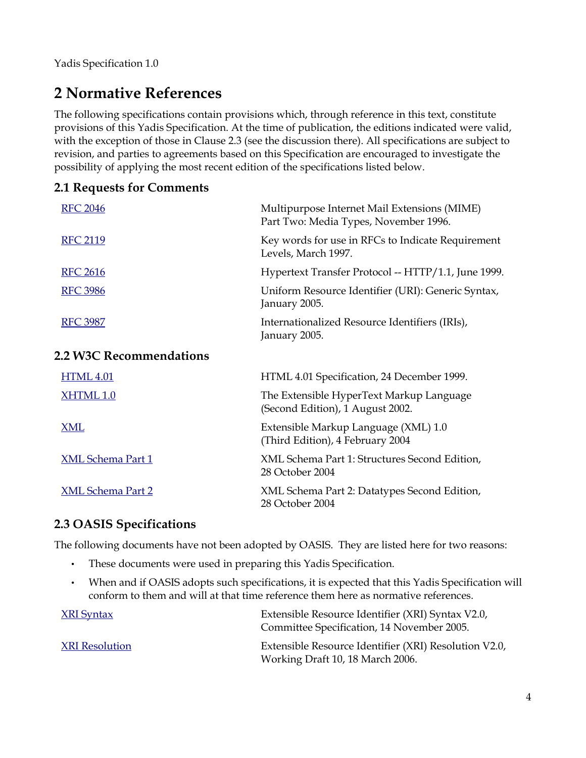# 2 Normative References

The following specifications contain provisions which, through reference in this text, constitute provisions of this Yadis Specification. At the time of publication, the editions indicated were valid, with the exception of those in Clause 2.3 (see the discussion there). All specifications are subject to revision, and parties to agreements based on this Specification are encouraged to investigate the possibility of applying the most recent edition of the specifications listed below.

## 2.1 Requests for Comments

| | |
|---|---|
| RFC 2046 | Multipurpose Internet Mail Extensions (MIME) Part Two: Media Types, November 1996. |
| RFC 2119 | Key words for use in RFCs to Indicate Requirement Levels, March 1997. |
| RFC 2616 | Hypertext Transfer Protocol -- HTTP/1.1, June 1999. |
| RFC 3986 | Uniform Resource Identifier (URI): Generic Syntax, January 2005. |
| RFC 3987 | Internationalized Resource Identifiers (IRIs), January 2005. |

## 2.2 W3C Recommendations

| | |
|---|---|
| HTML 4.01 | HTML 4.01 Specification, 24 December 1999. |
| XHTML 1.0 | The Extensible HyperText Markup Language (Second Edition), 1 August 2002. |
| XML | Extensible Markup Language (XML) 1.0 (Third Edition), 4 February 2004 |
| XML Schema Part 1 | XML Schema Part 1: Structures Second Edition, 28 October 2004 |
| XML Schema Part 2 | XML Schema Part 2: Datatypes Second Edition, 28 October 2004 |

## 2.3 OASIS Specifications

The following documents have not been adopted by OASIS. They are listed here for two reasons:

- These documents were used in preparing this Yadis Specification.
- When and if OASIS adopts such specifications, it is expected that this Yadis Specification will conform to them and will at that time reference them here as normative references.

| | |
|---|---|
| XRI Syntax | Extensible Resource Identifier (XRI) Syntax V2.0, Committee Specification, 14 November 2005. |
| XRI Resolution | Extensible Resource Identifier (XRI) Resolution V2.0, Working Draft 10, 18 March 2006. |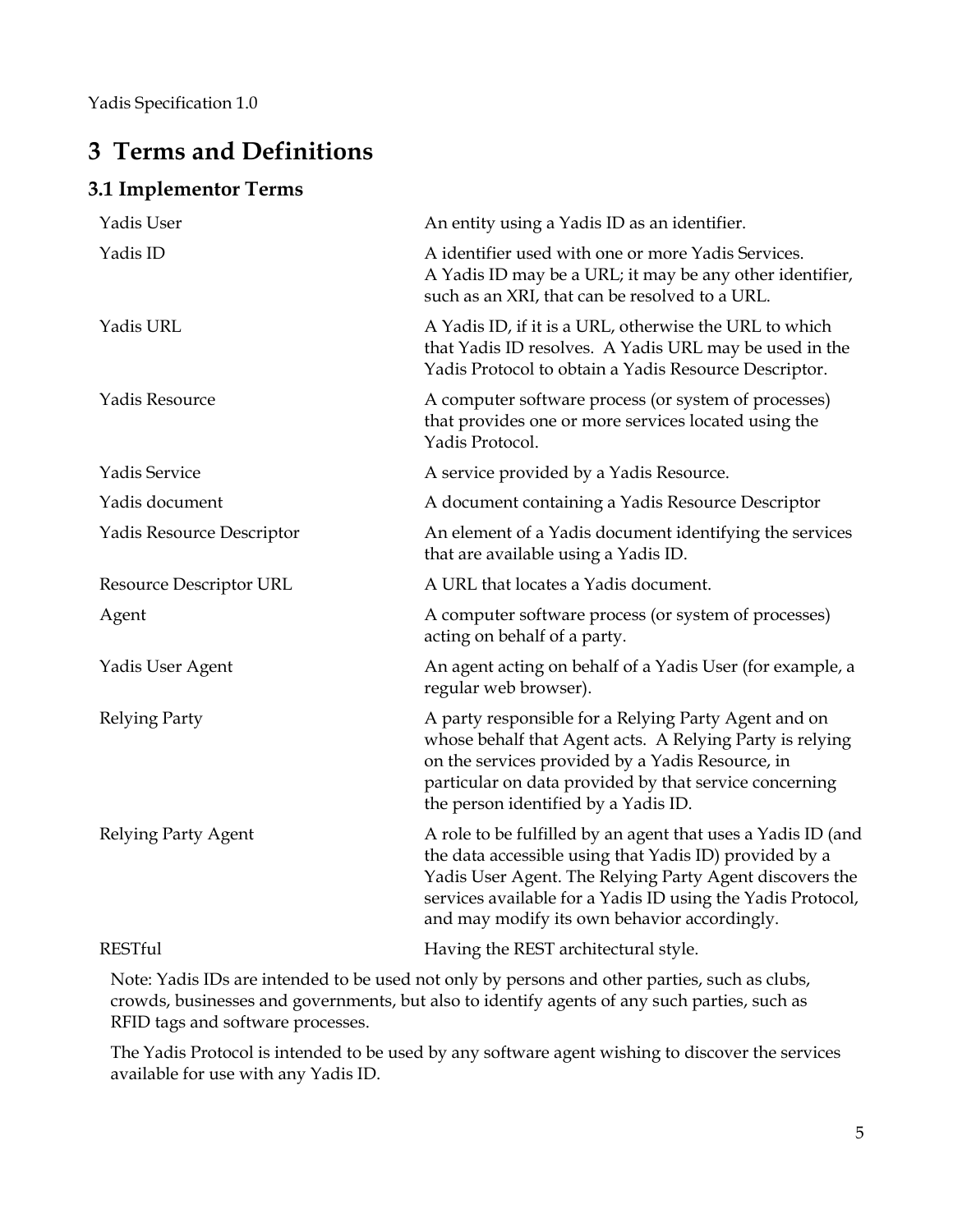# 3 Terms and Definitions

## 3.1 Implementor Terms

| | |
|---|---|
| Yadis User | An entity using a Yadis ID as an identifier. |
| Yadis ID | A identifier used with one or more Yadis Services. A Yadis ID may be a URL; it may be any other identifier, such as an XRI, that can be resolved to a URL. |
| Yadis URL | A Yadis ID, if it is a URL, otherwise the URL to which that Yadis ID resolves. A Yadis URL may be used in the Yadis Protocol to obtain a Yadis Resource Descriptor. |
| Yadis Resource | A computer software process (or system of processes) that provides one or more services located using the Yadis Protocol. |
| Yadis Service | A service provided by a Yadis Resource. |
| Yadis document | A document containing a Yadis Resource Descriptor |
| Yadis Resource Descriptor | An element of a Yadis document identifying the services that are available using a Yadis ID. |
| Resource Descriptor URL | A URL that locates a Yadis document. |
| Agent | A computer software process (or system of processes) acting on behalf of a party. |
| Yadis User Agent | An agent acting on behalf of a Yadis User (for example, a regular web browser). |
| Relying Party | A party responsible for a Relying Party Agent and on whose behalf that Agent acts. A Relying Party is relying on the services provided by a Yadis Resource, in particular on data provided by that service concerning the person identified by a Yadis ID. |
| Relying Party Agent | A role to be fulfilled by an agent that uses a Yadis ID (and the data accessible using that Yadis ID) provided by a Yadis User Agent. The Relying Party Agent discovers the services available for a Yadis ID using the Yadis Protocol, and may modify its own behavior accordingly. |
| RESTful | Having the REST architectural style. |

Note: Yadis IDs are intended to be used not only by persons and other parties, such as clubs, crowds, businesses and governments, but also to identify agents of any such parties, such as RFID tags and software processes.

The Yadis Protocol is intended to be used by any software agent wishing to discover the services available for use with any Yadis ID.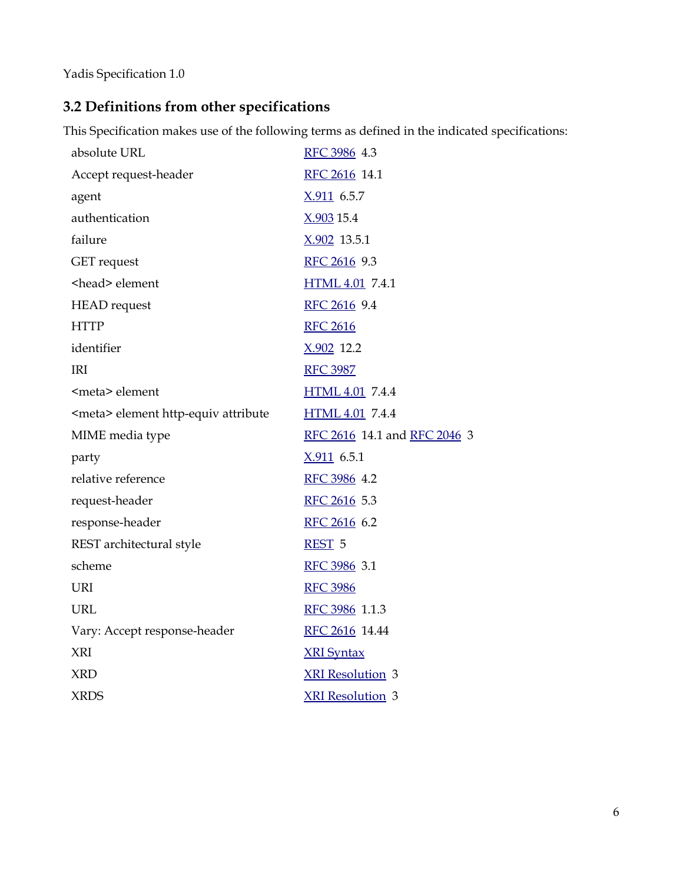## 3.2 Definitions from other specifications

This Specification makes use of the following terms as defined in the indicated specifications:

| | |
|---|---|
| absolute URL | RFC 3986 4.3 |
| Accept request-header | RFC 2616 14.1 |
| agent | X.911 6.5.7 |
| authentication | X.903 15.4 |
| failure | X.902 13.5.1 |
| GET request | RFC 2616 9.3 |
| <head> element | HTML 4.01 7.4.1 |
| HEAD request | RFC 2616 9.4 |
| HTTP | RFC 2616 |
| identifier | X.902 12.2 |
| IRI | RFC 3987 |
| <meta> element | HTML 4.01 7.4.4 |
| <meta> element http-equiv attribute | HTML 4.01 7.4.4 |
| MIME media type | RFC 2616 14.1 and RFC 2046 3 |
| party | X.911 6.5.1 |
| relative reference | RFC 3986 4.2 |
| request-header | RFC 2616 5.3 |
| response-header | RFC 2616 6.2 |
| REST architectural style | REST 5 |
| scheme | RFC 3986 3.1 |
| URI | RFC 3986 |
| URL | RFC 3986 1.1.3 |
| Vary: Accept response-header | RFC 2616 14.44 |
| XRI | XRI Syntax |
| XRD | XRI Resolution 3 |
| XRDS | XRI Resolution 3 |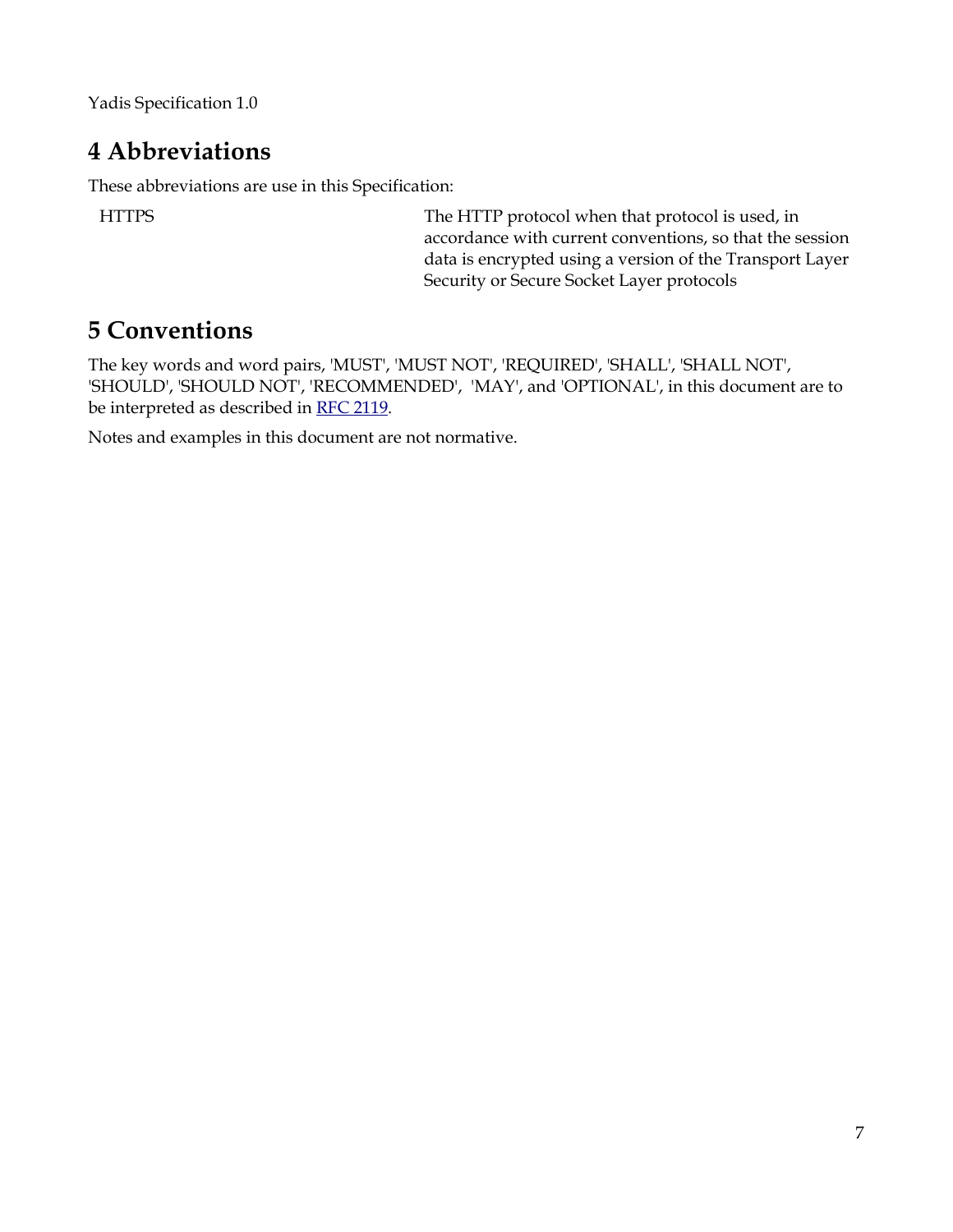# 4 Abbreviations

These abbreviations are use in this Specification:

| | |
|---|---|
| HTTPS | The HTTP protocol when that protocol is used, in accordance with current conventions, so that the session data is encrypted using a version of the Transport Layer Security or Secure Socket Layer protocols |

# 5 Conventions

The key words and word pairs, 'MUST', 'MUST NOT', 'REQUIRED', 'SHALL', 'SHALL NOT', 'SHOULD', 'SHOULD NOT', 'RECOMMENDED', 'MAY', and 'OPTIONAL', in this document are to be interpreted as described in RFC 2119.

Notes and examples in this document are not normative.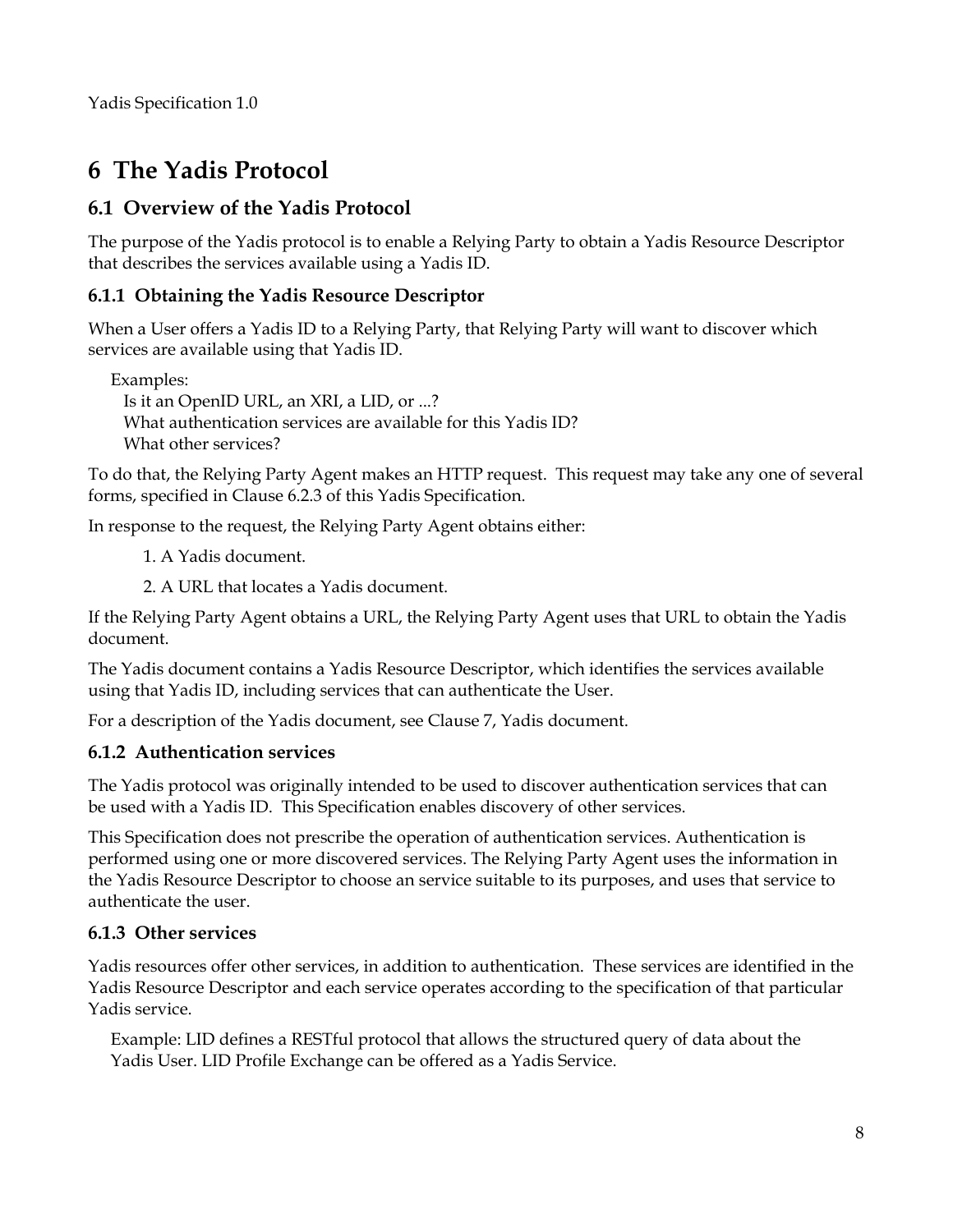# 6 The Yadis Protocol

## 6.1 Overview of the Yadis Protocol

The purpose of the Yadis protocol is to enable a Relying Party to obtain a Yadis Resource Descriptor that describes the services available using a Yadis ID.

### 6.1.1 Obtaining the Yadis Resource Descriptor

When a User offers a Yadis ID to a Relying Party, that Relying Party will want to discover which services are available using that Yadis ID.

Examples:
Is it an OpenID URL, an XRI, a LID, or ...?
What authentication services are available for this Yadis ID?
What other services?

To do that, the Relying Party Agent makes an HTTP request. This request may take any one of several forms, specified in Clause 6.2.3 of this Yadis Specification.

In response to the request, the Relying Party Agent obtains either:

1. A Yadis document.
2. A URL that locates a Yadis document.

If the Relying Party Agent obtains a URL, the Relying Party Agent uses that URL to obtain the Yadis document.

The Yadis document contains a Yadis Resource Descriptor, which identifies the services available using that Yadis ID, including services that can authenticate the User.

For a description of the Yadis document, see Clause 7, Yadis document.

### 6.1.2 Authentication services

The Yadis protocol was originally intended to be used to discover authentication services that can be used with a Yadis ID. This Specification enables discovery of other services.

This Specification does not prescribe the operation of authentication services. Authentication is performed using one or more discovered services. The Relying Party Agent uses the information in the Yadis Resource Descriptor to choose an service suitable to its purposes, and uses that service to authenticate the user.

### 6.1.3 Other services

Yadis resources offer other services, in addition to authentication. These services are identified in the Yadis Resource Descriptor and each service operates according to the specification of that particular Yadis service.

Example: LID defines a RESTful protocol that allows the structured query of data about the Yadis User. LID Profile Exchange can be offered as a Yadis Service.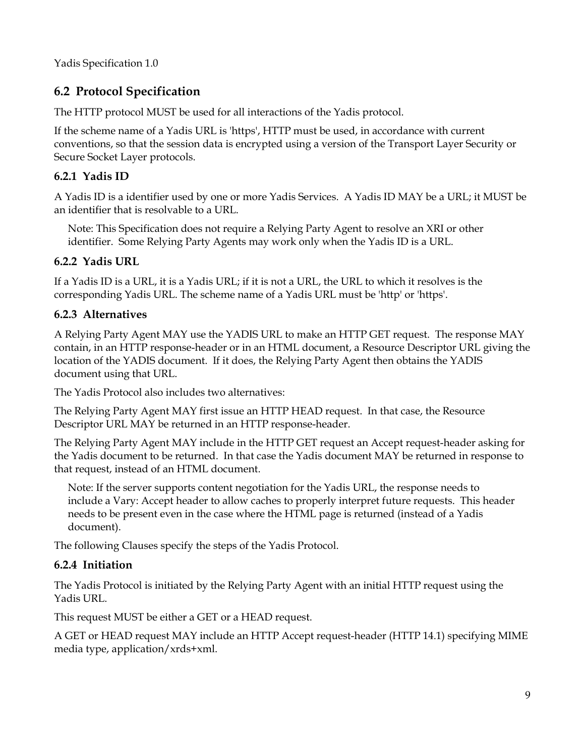## 6.2 Protocol Specification

The HTTP protocol MUST be used for all interactions of the Yadis protocol.

If the scheme name of a Yadis URL is 'https', HTTP must be used, in accordance with current conventions, so that the session data is encrypted using a version of the Transport Layer Security or Secure Socket Layer protocols.

### 6.2.1 Yadis ID

A Yadis ID is a identifier used by one or more Yadis Services. A Yadis ID MAY be a URL; it MUST be an identifier that is resolvable to a URL.

> Note: This Specification does not require a Relying Party Agent to resolve an XRI or other identifier. Some Relying Party Agents may work only when the Yadis ID is a URL.

### 6.2.2 Yadis URL

If a Yadis ID is a URL, it is a Yadis URL; if it is not a URL, the URL to which it resolves is the corresponding Yadis URL. The scheme name of a Yadis URL must be 'http' or 'https'.

### 6.2.3 Alternatives

A Relying Party Agent MAY use the YADIS URL to make an HTTP GET request. The response MAY contain, in an HTTP response-header or in an HTML document, a Resource Descriptor URL giving the location of the YADIS document. If it does, the Relying Party Agent then obtains the YADIS document using that URL.

The Yadis Protocol also includes two alternatives:

The Relying Party Agent MAY first issue an HTTP HEAD request. In that case, the Resource Descriptor URL MAY be returned in an HTTP response-header.

The Relying Party Agent MAY include in the HTTP GET request an Accept request-header asking for the Yadis document to be returned. In that case the Yadis document MAY be returned in response to that request, instead of an HTML document.

> Note: If the server supports content negotiation for the Yadis URL, the response needs to include a Vary: Accept header to allow caches to properly interpret future requests. This header needs to be present even in the case where the HTML page is returned (instead of a Yadis document).

The following Clauses specify the steps of the Yadis Protocol.

### 6.2.4 Initiation

The Yadis Protocol is initiated by the Relying Party Agent with an initial HTTP request using the Yadis URL.

This request MUST be either a GET or a HEAD request.

A GET or HEAD request MAY include an HTTP Accept request-header (HTTP 14.1) specifying MIME media type, application/xrds+xml.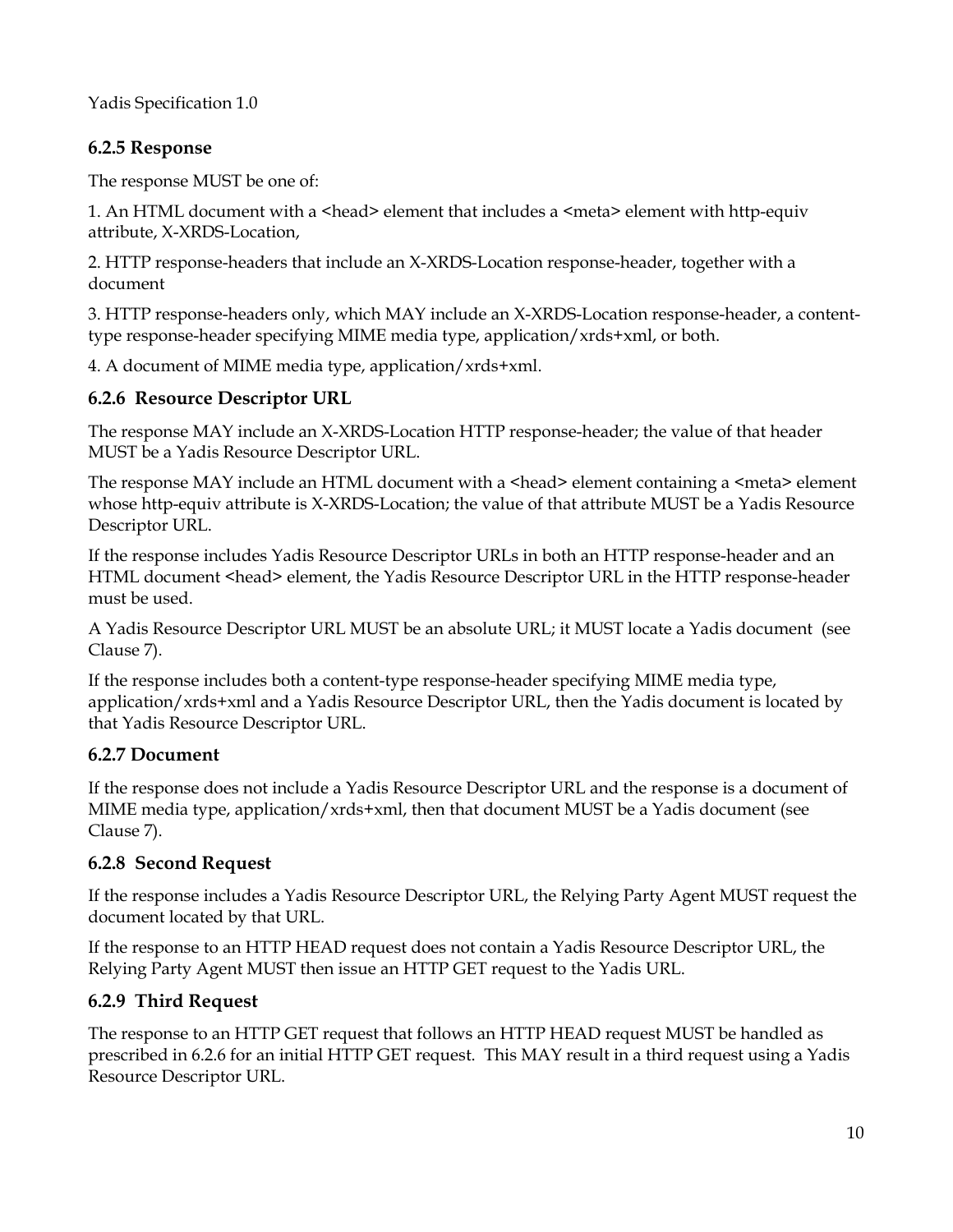### 6.2.5 Response

The response MUST be one of:

1. An HTML document with a <head> element that includes a <meta> element with http-equiv attribute, X-XRDS-Location,

2. HTTP response-headers that include an X-XRDS-Location response-header, together with a document

3. HTTP response-headers only, which MAY include an X-XRDS-Location response-header, a content-type response-header specifying MIME media type, application/xrds+xml, or both.

4. A document of MIME media type, application/xrds+xml.

### 6.2.6 Resource Descriptor URL

The response MAY include an X-XRDS-Location HTTP response-header; the value of that header MUST be a Yadis Resource Descriptor URL.

The response MAY include an HTML document with a <head> element containing a <meta> element whose http-equiv attribute is X-XRDS-Location; the value of that attribute MUST be a Yadis Resource Descriptor URL.

If the response includes Yadis Resource Descriptor URLs in both an HTTP response-header and an HTML document <head> element, the Yadis Resource Descriptor URL in the HTTP response-header must be used.

A Yadis Resource Descriptor URL MUST be an absolute URL; it MUST locate a Yadis document (see Clause 7).

If the response includes both a content-type response-header specifying MIME media type, application/xrds+xml and a Yadis Resource Descriptor URL, then the Yadis document is located by that Yadis Resource Descriptor URL.

### 6.2.7 Document

If the response does not include a Yadis Resource Descriptor URL and the response is a document of MIME media type, application/xrds+xml, then that document MUST be a Yadis document (see Clause 7).

### 6.2.8 Second Request

If the response includes a Yadis Resource Descriptor URL, the Relying Party Agent MUST request the document located by that URL.

If the response to an HTTP HEAD request does not contain a Yadis Resource Descriptor URL, the Relying Party Agent MUST then issue an HTTP GET request to the Yadis URL.

### 6.2.9 Third Request

The response to an HTTP GET request that follows an HTTP HEAD request MUST be handled as prescribed in 6.2.6 for an initial HTTP GET request. This MAY result in a third request using a Yadis Resource Descriptor URL.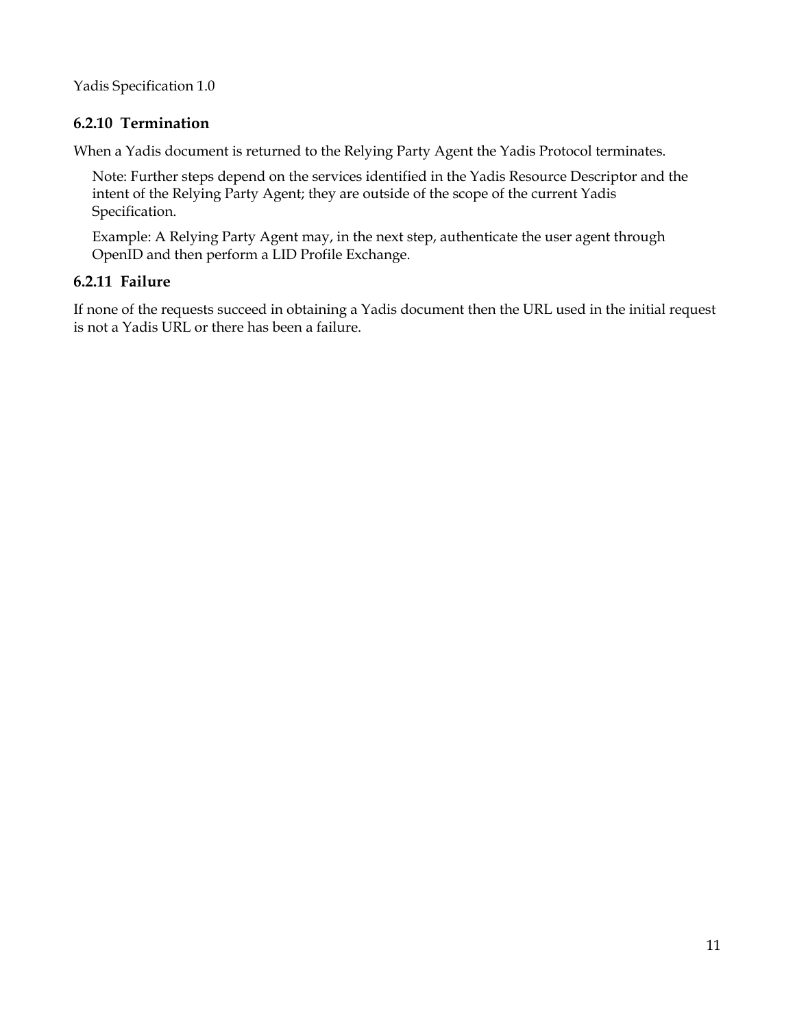### 6.2.10 Termination

When a Yadis document is returned to the Relying Party Agent the Yadis Protocol terminates.

> Note: Further steps depend on the services identified in the Yadis Resource Descriptor and the intent of the Relying Party Agent; they are outside of the scope of the current Yadis Specification.
>
> Example: A Relying Party Agent may, in the next step, authenticate the user agent through OpenID and then perform a LID Profile Exchange.

### 6.2.11 Failure

If none of the requests succeed in obtaining a Yadis document then the URL used in the initial request is not a Yadis URL or there has been a failure.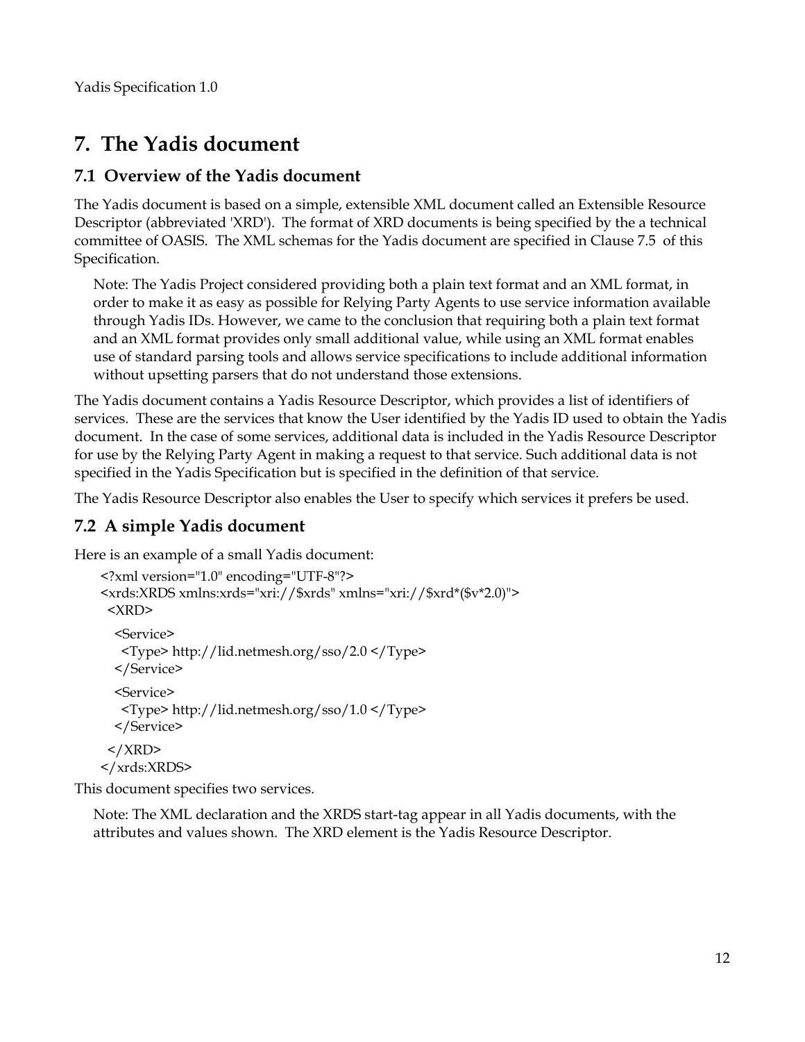# 7. The Yadis document

## 7.1 Overview of the Yadis document

The Yadis document is based on a simple, extensible XML document called an Extensible Resource Descriptor (abbreviated 'XRD'). The format of XRD documents is being specified by the a technical committee of OASIS. The XML schemas for the Yadis document are specified in Clause 7.5 of this Specification.

> Note: The Yadis Project considered providing both a plain text format and an XML format, in order to make it as easy as possible for Relying Party Agents to use service information available through Yadis IDs. However, we came to the conclusion that requiring both a plain text format and an XML format provides only small additional value, while using an XML format enables use of standard parsing tools and allows service specifications to include additional information without upsetting parsers that do not understand those extensions.

The Yadis document contains a Yadis Resource Descriptor, which provides a list of identifiers of services. These are the services that know the User identified by the Yadis ID used to obtain the Yadis document. In the case of some services, additional data is included in the Yadis Resource Descriptor for use by the Relying Party Agent in making a request to that service. Such additional data is not specified in the Yadis Specification but is specified in the definition of that service.

The Yadis Resource Descriptor also enables the User to specify which services it prefers be used.

## 7.2 A simple Yadis document

Here is an example of a small Yadis document:

```
<?xml version="1.0" encoding="UTF-8"?>
<xrds:XRDS xmlns:xrds="xri://$xrds" xmlns="xri://$xrd*($v*2.0)">
  <XRD>

    <Service>
      <Type> http://lid.netmesh.org/sso/2.0 </Type>
    </Service>

    <Service>
      <Type> http://lid.netmesh.org/sso/1.0 </Type>
    </Service>

  </XRD>
</xrds:XRDS>
```

This document specifies two services.

> Note: The XML declaration and the XRDS start-tag appear in all Yadis documents, with the attributes and values shown. The XRD element is the Yadis Resource Descriptor.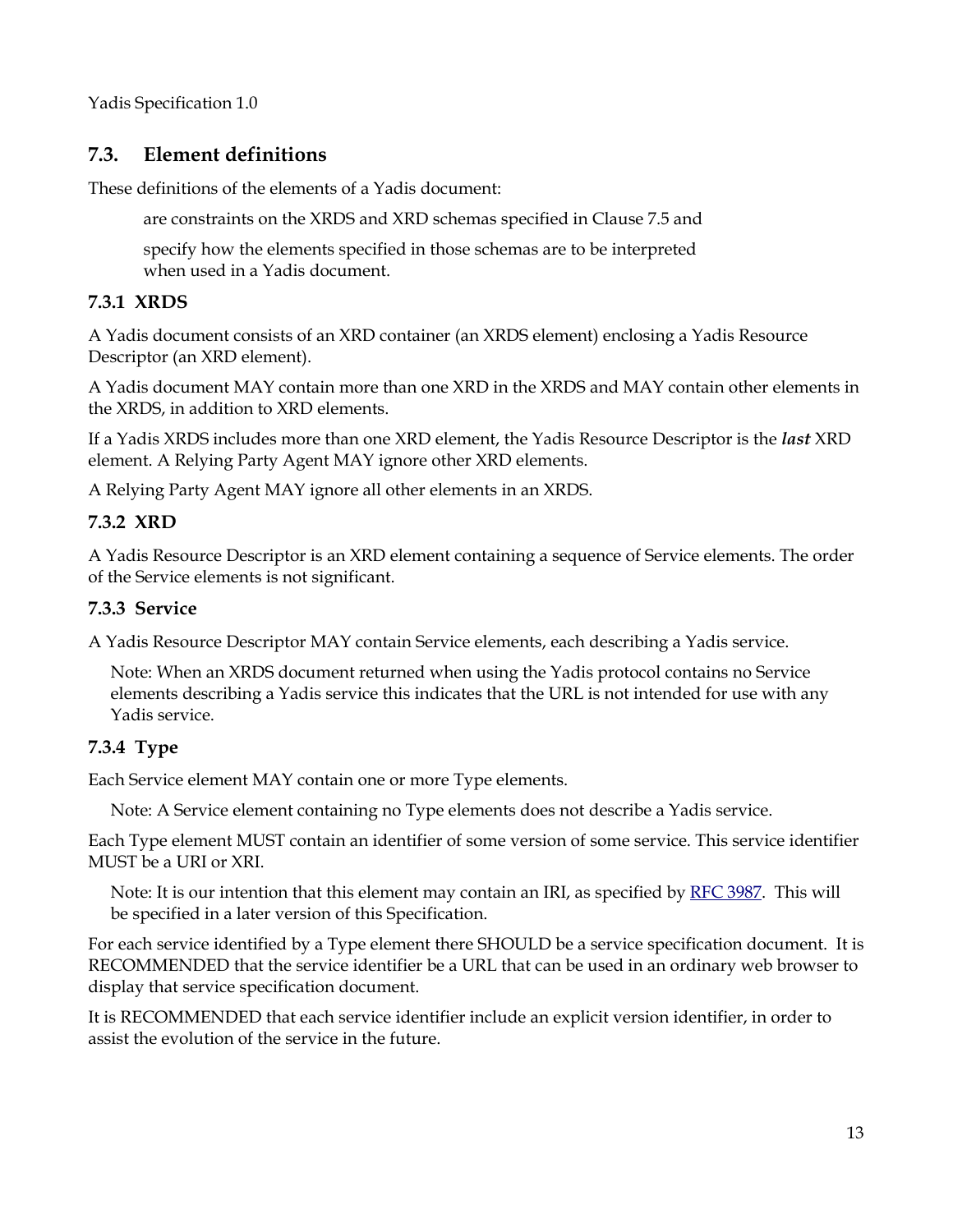## 7.3. Element definitions

These definitions of the elements of a Yadis document:

> are constraints on the XRDS and XRD schemas specified in Clause 7.5 and
>
> specify how the elements specified in those schemas are to be interpreted when used in a Yadis document.

### 7.3.1 XRDS

A Yadis document consists of an XRD container (an XRDS element) enclosing a Yadis Resource Descriptor (an XRD element).

A Yadis document MAY contain more than one XRD in the XRDS and MAY contain other elements in the XRDS, in addition to XRD elements.

If a Yadis XRDS includes more than one XRD element, the Yadis Resource Descriptor is the ***last*** XRD element. A Relying Party Agent MAY ignore other XRD elements.

A Relying Party Agent MAY ignore all other elements in an XRDS.

### 7.3.2 XRD

A Yadis Resource Descriptor is an XRD element containing a sequence of Service elements. The order of the Service elements is not significant.

### 7.3.3 Service

A Yadis Resource Descriptor MAY contain Service elements, each describing a Yadis service.

> Note: When an XRDS document returned when using the Yadis protocol contains no Service elements describing a Yadis service this indicates that the URL is not intended for use with any Yadis service.

### 7.3.4 Type

Each Service element MAY contain one or more Type elements.

> Note: A Service element containing no Type elements does not describe a Yadis service.

Each Type element MUST contain an identifier of some version of some service. This service identifier MUST be a URI or XRI.

> Note: It is our intention that this element may contain an IRI, as specified by RFC 3987. This will be specified in a later version of this Specification.

For each service identified by a Type element there SHOULD be a service specification document. It is RECOMMENDED that the service identifier be a URL that can be used in an ordinary web browser to display that service specification document.

It is RECOMMENDED that each service identifier include an explicit version identifier, in order to assist the evolution of the service in the future.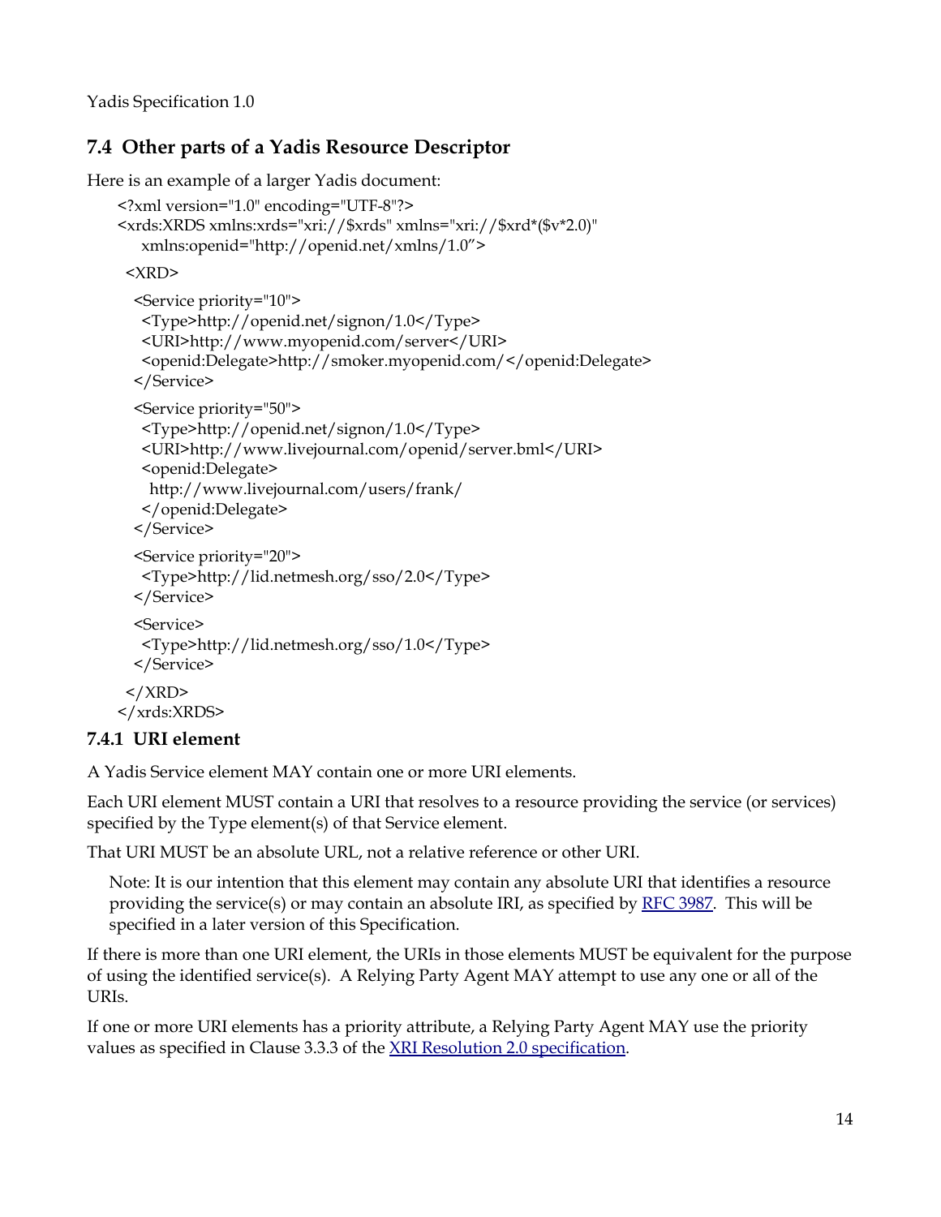## 7.4 Other parts of a Yadis Resource Descriptor

Here is an example of a larger Yadis document:

```
<?xml version="1.0" encoding="UTF-8"?>
<xrds:XRDS xmlns:xrds="xri://$xrds" xmlns="xri://$xrd*($v*2.0)"
    xmlns:openid="http://openid.net/xmlns/1.0”>
  <XRD>
    <Service priority="10">
      <Type>http://openid.net/signon/1.0</Type>
      <URI>http://www.myopenid.com/server</URI>
      <openid:Delegate>http://smoker.myopenid.com/</openid:Delegate>
    </Service>
    <Service priority="50">
      <Type>http://openid.net/signon/1.0</Type>
      <URI>http://www.livejournal.com/openid/server.bml</URI>
      <openid:Delegate>
        http://www.livejournal.com/users/frank/
      </openid:Delegate>
    </Service>
    <Service priority="20">
      <Type>http://lid.netmesh.org/sso/2.0</Type>
    </Service>
    <Service>
      <Type>http://lid.netmesh.org/sso/1.0</Type>
    </Service>
  </XRD>
</xrds:XRDS>
```

### 7.4.1 URI element

A Yadis Service element MAY contain one or more URI elements.

Each URI element MUST contain a URI that resolves to a resource providing the service (or services) specified by the Type element(s) of that Service element.

That URI MUST be an absolute URL, not a relative reference or other URI.

> Note: It is our intention that this element may contain any absolute URI that identifies a resource providing the service(s) or may contain an absolute IRI, as specified by RFC 3987. This will be specified in a later version of this Specification.

If there is more than one URI element, the URIs in those elements MUST be equivalent for the purpose of using the identified service(s). A Relying Party Agent MAY attempt to use any one or all of the URIs.

If one or more URI elements has a priority attribute, a Relying Party Agent MAY use the priority values as specified in Clause 3.3.3 of the XRI Resolution 2.0 specification.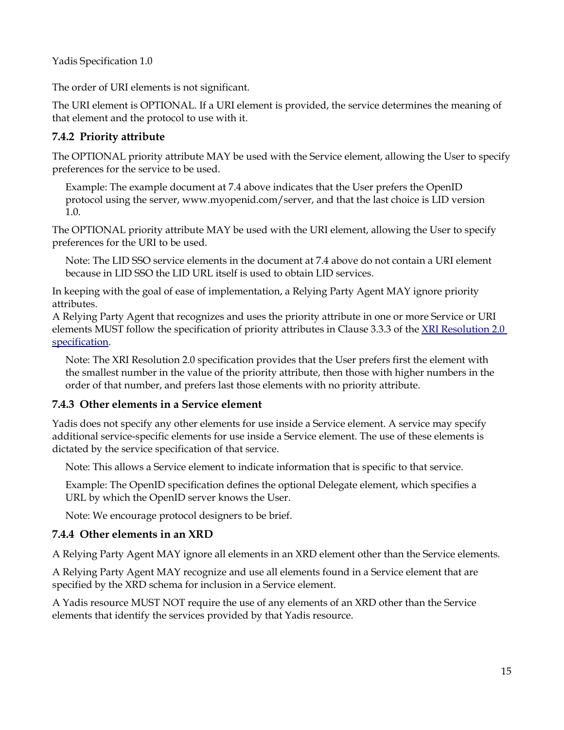The order of URI elements is not significant.

The URI element is OPTIONAL. If a URI element is provided, the service determines the meaning of that element and the protocol to use with it.

### 7.4.2 Priority attribute

The OPTIONAL priority attribute MAY be used with the Service element, allowing the User to specify preferences for the service to be used.

> Example: The example document at 7.4 above indicates that the User prefers the OpenID protocol using the server, www.myopenid.com/server, and that the last choice is LID version 1.0.

The OPTIONAL priority attribute MAY be used with the URI element, allowing the User to specify preferences for the URI to be used.

> Note: The LID SSO service elements in the document at 7.4 above do not contain a URI element because in LID SSO the LID URL itself is used to obtain LID services.

In keeping with the goal of ease of implementation, a Relying Party Agent MAY ignore priority attributes.
A Relying Party Agent that recognizes and uses the priority attribute in one or more Service or URI elements MUST follow the specification of priority attributes in Clause 3.3.3 of the [XRI Resolution 2.0 specification](#).

> Note: The XRI Resolution 2.0 specification provides that the User prefers first the element with the smallest number in the value of the priority attribute, then those with higher numbers in the order of that number, and prefers last those elements with no priority attribute.

### 7.4.3 Other elements in a Service element

Yadis does not specify any other elements for use inside a Service element. A service may specify additional service-specific elements for use inside a Service element. The use of these elements is dictated by the service specification of that service.

> Note: This allows a Service element to indicate information that is specific to that service.

> Example: The OpenID specification defines the optional Delegate element, which specifies a URL by which the OpenID server knows the User.

> Note: We encourage protocol designers to be brief.

### 7.4.4 Other elements in an XRD

A Relying Party Agent MAY ignore all elements in an XRD element other than the Service elements.

A Relying Party Agent MAY recognize and use all elements found in a Service element that are specified by the XRD schema for inclusion in a Service element.

A Yadis resource MUST NOT require the use of any elements of an XRD other than the Service elements that identify the services provided by that Yadis resource.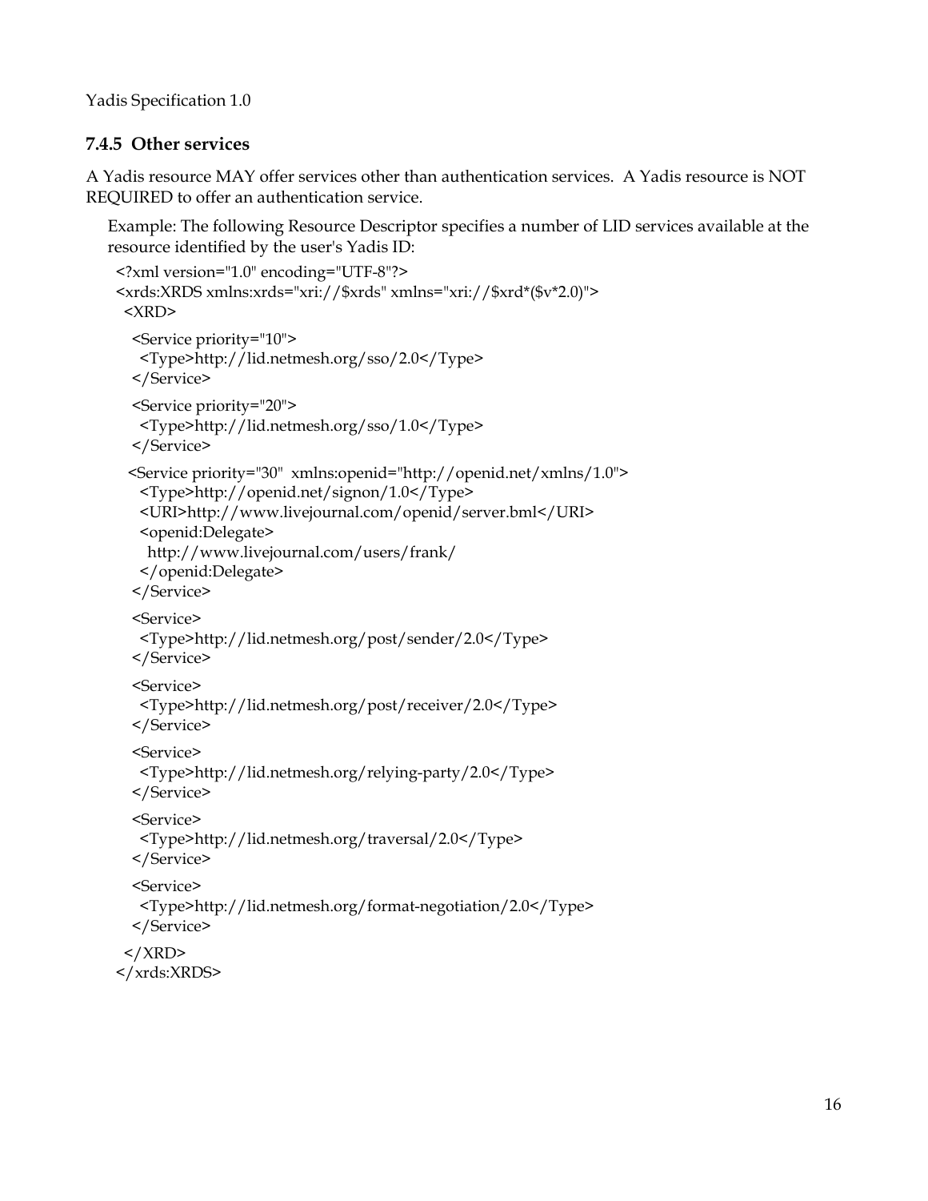### 7.4.5 Other services

A Yadis resource MAY offer services other than authentication services. A Yadis resource is NOT REQUIRED to offer an authentication service.

Example: The following Resource Descriptor specifies a number of LID services available at the resource identified by the user's Yadis ID:

```
<?xml version="1.0" encoding="UTF-8"?>
<xrds:XRDS xmlns:xrds="xri://$xrds" xmlns="xri://$xrd*($v*2.0)">
  <XRD>
    <Service priority="10">
      <Type>http://lid.netmesh.org/sso/2.0</Type>
    </Service>
    <Service priority="20">
      <Type>http://lid.netmesh.org/sso/1.0</Type>
    </Service>
   <Service priority="30"  xmlns:openid="http://openid.net/xmlns/1.0">
      <Type>http://openid.net/signon/1.0</Type>
      <URI>http://www.livejournal.com/openid/server.bml</URI>
      <openid:Delegate>
        http://www.livejournal.com/users/frank/
      </openid:Delegate>
    </Service>
    <Service>
      <Type>http://lid.netmesh.org/post/sender/2.0</Type>
    </Service>
    <Service>
      <Type>http://lid.netmesh.org/post/receiver/2.0</Type>
    </Service>
    <Service>
      <Type>http://lid.netmesh.org/relying-party/2.0</Type>
    </Service>
    <Service>
      <Type>http://lid.netmesh.org/traversal/2.0</Type>
    </Service>
    <Service>
      <Type>http://lid.netmesh.org/format-negotiation/2.0</Type>
    </Service>
  </XRD>
</xrds:XRDS>
```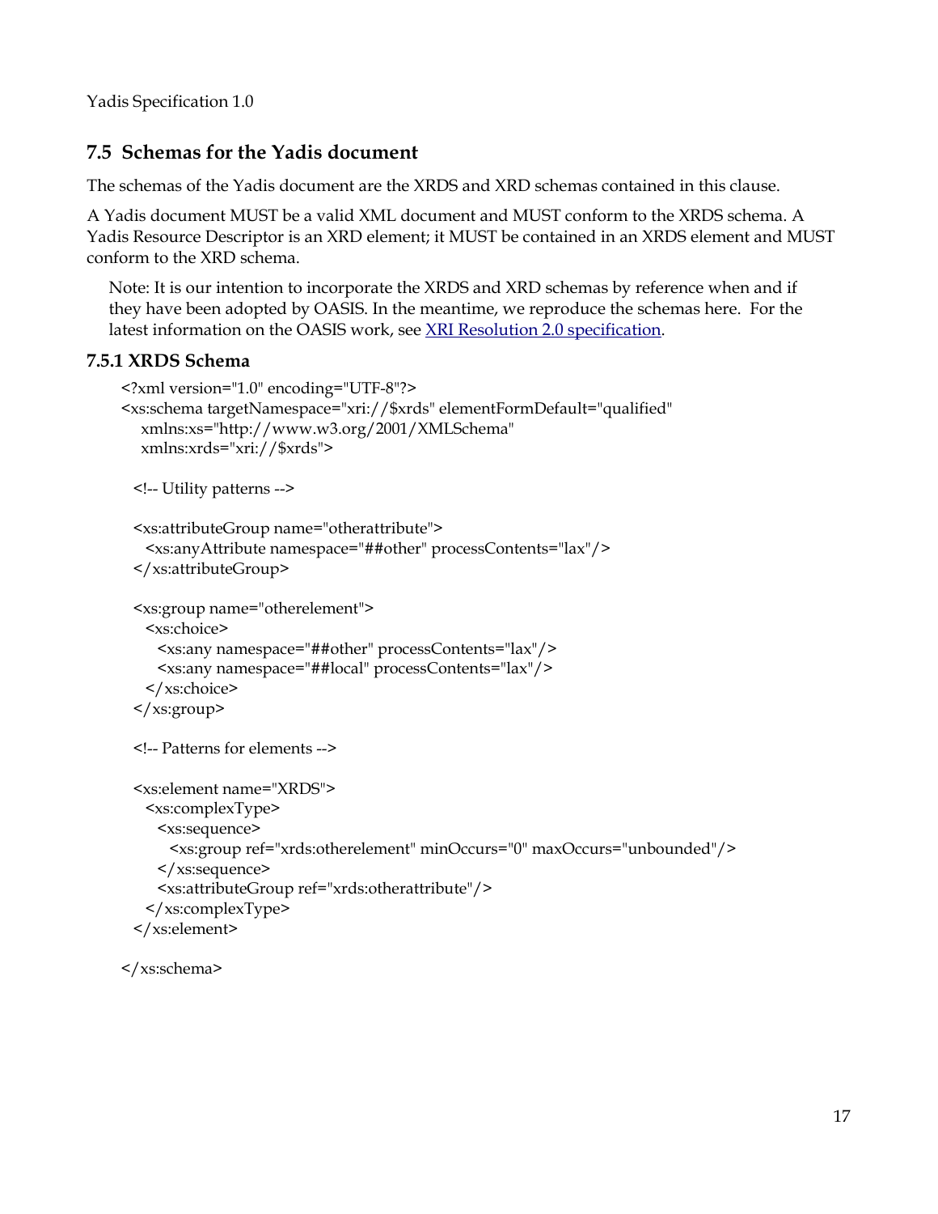## 7.5 Schemas for the Yadis document

The schemas of the Yadis document are the XRDS and XRD schemas contained in this clause.

A Yadis document MUST be a valid XML document and MUST conform to the XRDS schema. A Yadis Resource Descriptor is an XRD element; it MUST be contained in an XRDS element and MUST conform to the XRD schema.

> Note: It is our intention to incorporate the XRDS and XRD schemas by reference when and if they have been adopted by OASIS. In the meantime, we reproduce the schemas here. For the latest information on the OASIS work, see [XRI Resolution 2.0 specification](#).

### 7.5.1 XRDS Schema

```
<?xml version="1.0" encoding="UTF-8"?>
<xs:schema targetNamespace="xri://$xrds" elementFormDefault="qualified"
   xmlns:xs="http://www.w3.org/2001/XMLSchema"
   xmlns:xrds="xri://$xrds">

  <!-- Utility patterns -->

  <xs:attributeGroup name="otherattribute">
    <xs:anyAttribute namespace="##other" processContents="lax"/>
  </xs:attributeGroup>

  <xs:group name="otherelement">
    <xs:choice>
      <xs:any namespace="##other" processContents="lax"/>
      <xs:any namespace="##local" processContents="lax"/>
    </xs:choice>
  </xs:group>

  <!-- Patterns for elements -->

  <xs:element name="XRDS">
    <xs:complexType>
      <xs:sequence>
        <xs:group ref="xrds:otherelement" minOccurs="0" maxOccurs="unbounded"/>
      </xs:sequence>
      <xs:attributeGroup ref="xrds:otherattribute"/>
    </xs:complexType>
  </xs:element>

</xs:schema>
```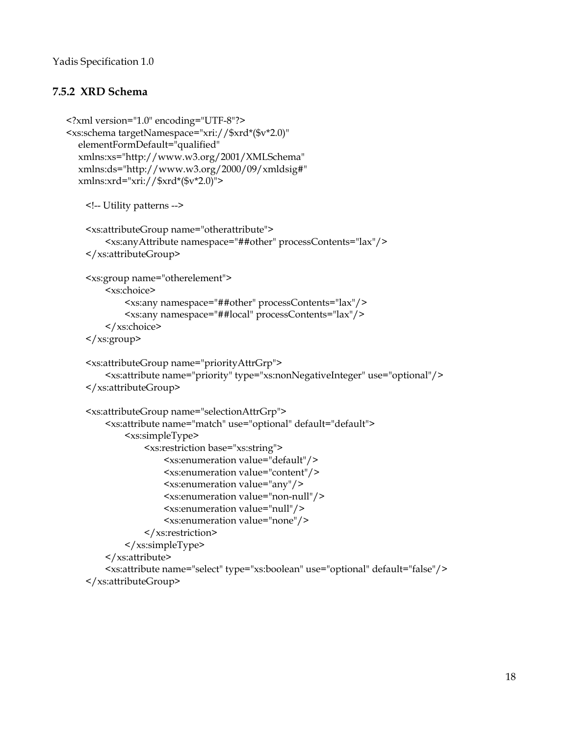### 7.5.2 XRD Schema

```
<?xml version="1.0" encoding="UTF-8"?>
<xs:schema targetNamespace="xri://$xrd*($v*2.0)"
   elementFormDefault="qualified"
   xmlns:xs="http://www.w3.org/2001/XMLSchema"
   xmlns:ds="http://www.w3.org/2000/09/xmldsig#"
   xmlns:xrd="xri://$xrd*($v*2.0)">

    <!-- Utility patterns -->

    <xs:attributeGroup name="otherattribute">
        <xs:anyAttribute namespace="##other" processContents="lax"/>
    </xs:attributeGroup>

    <xs:group name="otherelement">
        <xs:choice>
            <xs:any namespace="##other" processContents="lax"/>
            <xs:any namespace="##local" processContents="lax"/>
        </xs:choice>
    </xs:group>

    <xs:attributeGroup name="priorityAttrGrp">
        <xs:attribute name="priority" type="xs:nonNegativeInteger" use="optional"/>
    </xs:attributeGroup>

    <xs:attributeGroup name="selectionAttrGrp">
        <xs:attribute name="match" use="optional" default="default">
            <xs:simpleType>
                <xs:restriction base="xs:string">
                    <xs:enumeration value="default"/>
                    <xs:enumeration value="content"/>
                    <xs:enumeration value="any"/>
                    <xs:enumeration value="non-null"/>
                    <xs:enumeration value="null"/>
                    <xs:enumeration value="none"/>
                </xs:restriction>
            </xs:simpleType>
        </xs:attribute>
        <xs:attribute name="select" type="xs:boolean" use="optional" default="false"/>
    </xs:attributeGroup>
```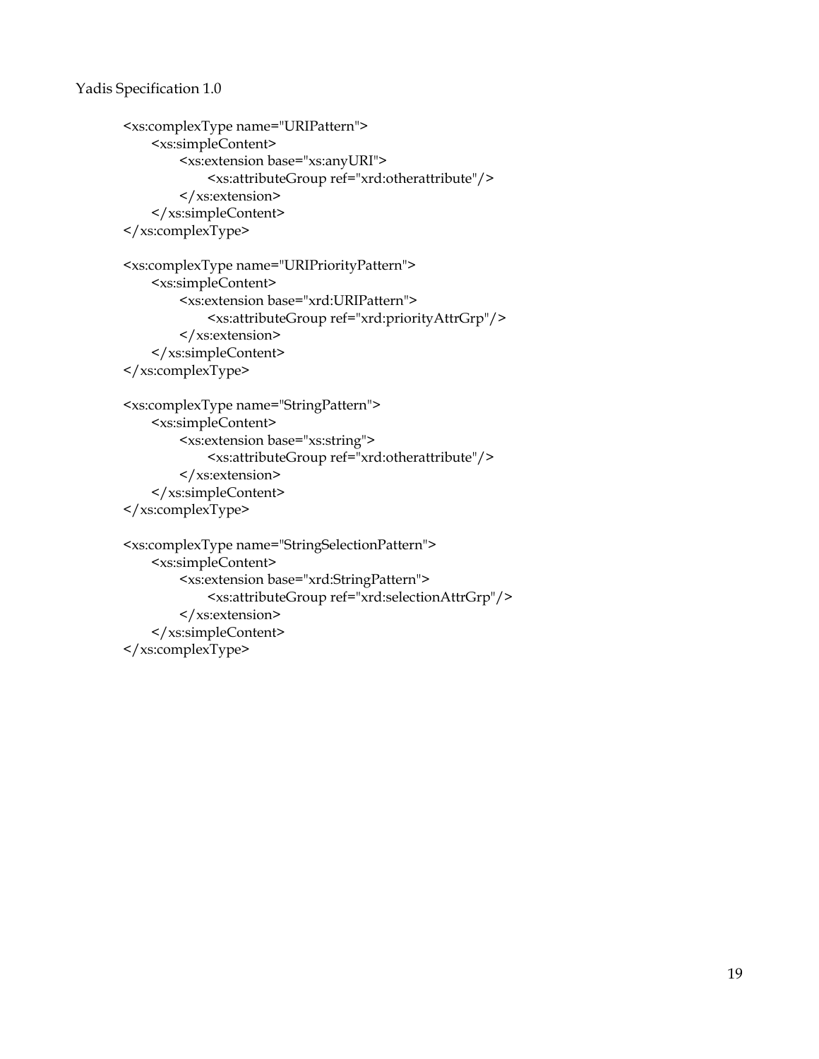```xml
<xs:complexType name="URIPattern">
    <xs:simpleContent>
        <xs:extension base="xs:anyURI">
            <xs:attributeGroup ref="xrd:otherattribute"/>
        </xs:extension>
    </xs:simpleContent>
</xs:complexType>

<xs:complexType name="URIPriorityPattern">
    <xs:simpleContent>
        <xs:extension base="xrd:URIPattern">
            <xs:attributeGroup ref="xrd:priorityAttrGrp"/>
        </xs:extension>
    </xs:simpleContent>
</xs:complexType>

<xs:complexType name="StringPattern">
    <xs:simpleContent>
        <xs:extension base="xs:string">
            <xs:attributeGroup ref="xrd:otherattribute"/>
        </xs:extension>
    </xs:simpleContent>
</xs:complexType>

<xs:complexType name="StringSelectionPattern">
    <xs:simpleContent>
        <xs:extension base="xrd:StringPattern">
            <xs:attributeGroup ref="xrd:selectionAttrGrp"/>
        </xs:extension>
    </xs:simpleContent>
</xs:complexType>
```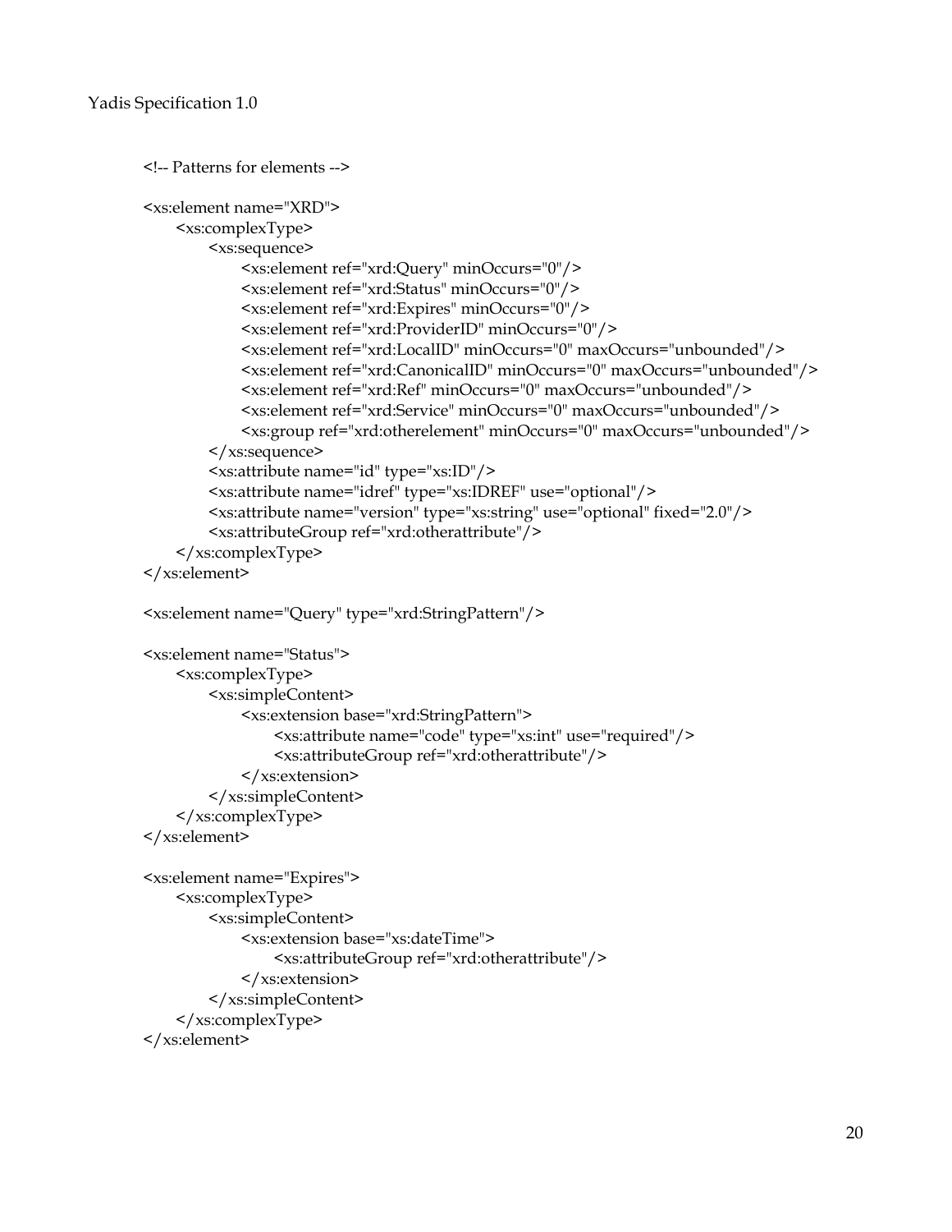```
<!-- Patterns for elements -->

<xs:element name="XRD">
    <xs:complexType>
        <xs:sequence>
            <xs:element ref="xrd:Query" minOccurs="0"/>
            <xs:element ref="xrd:Status" minOccurs="0"/>
            <xs:element ref="xrd:Expires" minOccurs="0"/>
            <xs:element ref="xrd:ProviderID" minOccurs="0"/>
            <xs:element ref="xrd:LocalID" minOccurs="0" maxOccurs="unbounded"/>
            <xs:element ref="xrd:CanonicalID" minOccurs="0" maxOccurs="unbounded"/>
            <xs:element ref="xrd:Ref" minOccurs="0" maxOccurs="unbounded"/>
            <xs:element ref="xrd:Service" minOccurs="0" maxOccurs="unbounded"/>
            <xs:group ref="xrd:otherelement" minOccurs="0" maxOccurs="unbounded"/>
        </xs:sequence>
        <xs:attribute name="id" type="xs:ID"/>
        <xs:attribute name="idref" type="xs:IDREF" use="optional"/>
        <xs:attribute name="version" type="xs:string" use="optional" fixed="2.0"/>
        <xs:attributeGroup ref="xrd:otherattribute"/>
    </xs:complexType>
</xs:element>

<xs:element name="Query" type="xrd:StringPattern"/>

<xs:element name="Status">
    <xs:complexType>
        <xs:simpleContent>
            <xs:extension base="xrd:StringPattern">
                <xs:attribute name="code" type="xs:int" use="required"/>
                <xs:attributeGroup ref="xrd:otherattribute"/>
            </xs:extension>
        </xs:simpleContent>
    </xs:complexType>
</xs:element>

<xs:element name="Expires">
    <xs:complexType>
        <xs:simpleContent>
            <xs:extension base="xs:dateTime">
                <xs:attributeGroup ref="xrd:otherattribute"/>
            </xs:extension>
        </xs:simpleContent>
    </xs:complexType>
</xs:element>
```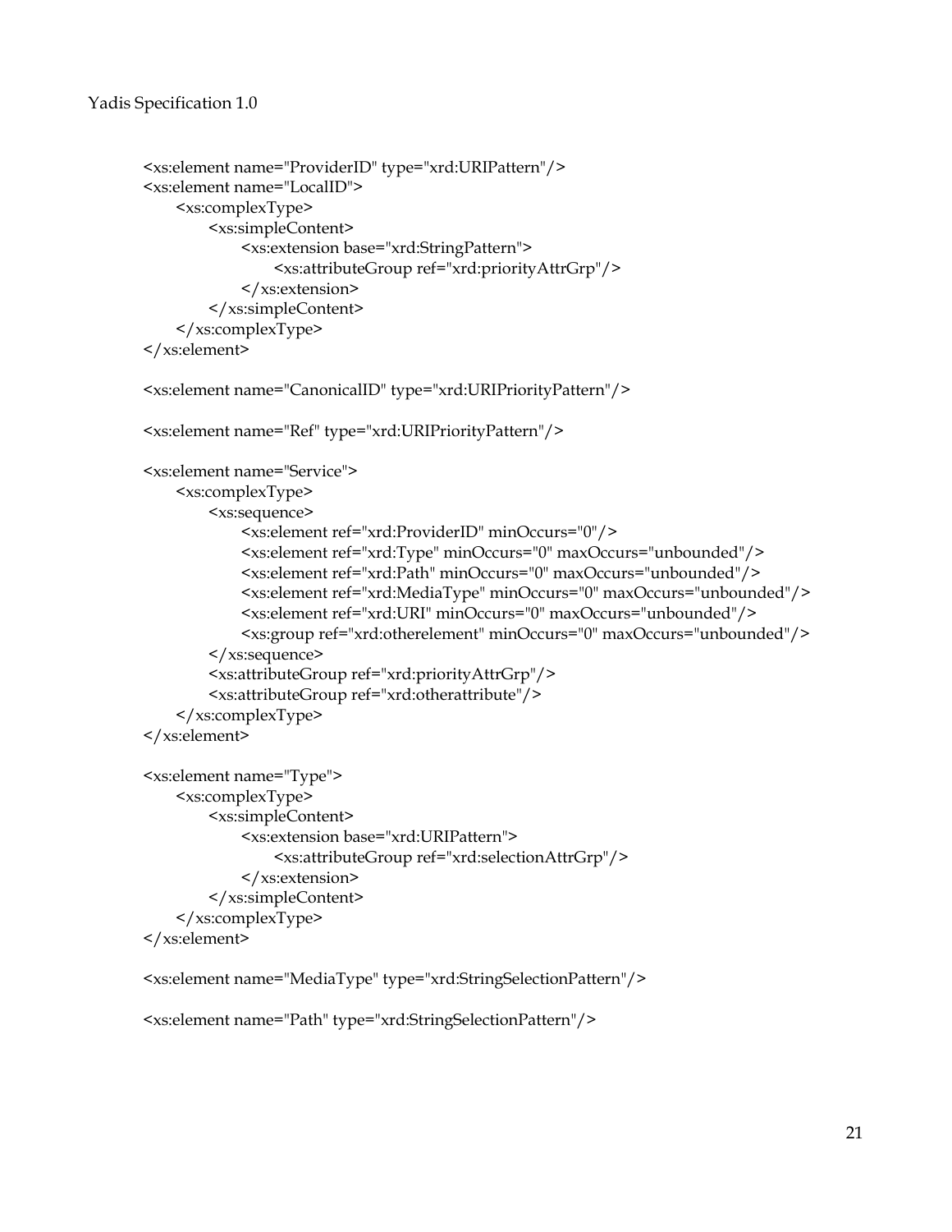```
<xs:element name="ProviderID" type="xrd:URIPattern"/>
<xs:element name="LocalID">
    <xs:complexType>
        <xs:simpleContent>
            <xs:extension base="xrd:StringPattern">
                <xs:attributeGroup ref="xrd:priorityAttrGrp"/>
            </xs:extension>
        </xs:simpleContent>
    </xs:complexType>
</xs:element>

<xs:element name="CanonicalID" type="xrd:URIPriorityPattern"/>

<xs:element name="Ref" type="xrd:URIPriorityPattern"/>

<xs:element name="Service">
    <xs:complexType>
        <xs:sequence>
            <xs:element ref="xrd:ProviderID" minOccurs="0"/>
            <xs:element ref="xrd:Type" minOccurs="0" maxOccurs="unbounded"/>
            <xs:element ref="xrd:Path" minOccurs="0" maxOccurs="unbounded"/>
            <xs:element ref="xrd:MediaType" minOccurs="0" maxOccurs="unbounded"/>
            <xs:element ref="xrd:URI" minOccurs="0" maxOccurs="unbounded"/>
            <xs:group ref="xrd:otherelement" minOccurs="0" maxOccurs="unbounded"/>
        </xs:sequence>
        <xs:attributeGroup ref="xrd:priorityAttrGrp"/>
        <xs:attributeGroup ref="xrd:otherattribute"/>
    </xs:complexType>
</xs:element>

<xs:element name="Type">
    <xs:complexType>
        <xs:simpleContent>
            <xs:extension base="xrd:URIPattern">
                <xs:attributeGroup ref="xrd:selectionAttrGrp"/>
            </xs:extension>
        </xs:simpleContent>
    </xs:complexType>
</xs:element>

<xs:element name="MediaType" type="xrd:StringSelectionPattern"/>

<xs:element name="Path" type="xrd:StringSelectionPattern"/>
```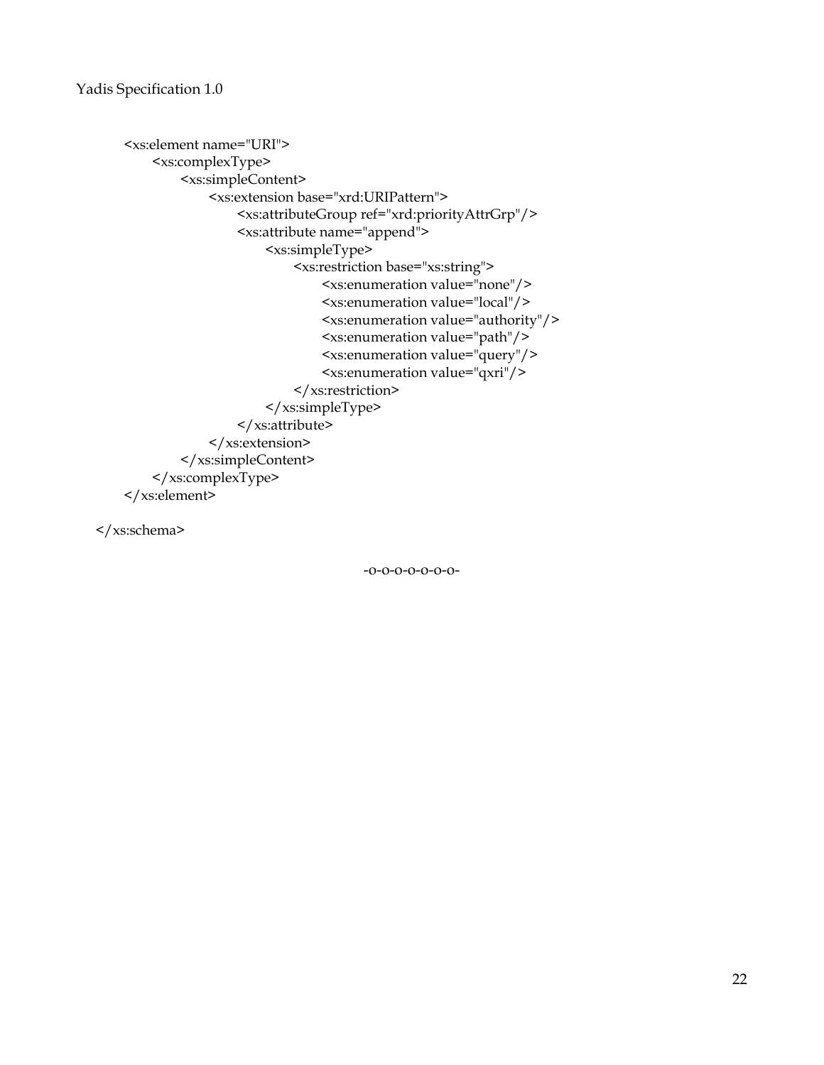```
    <xs:element name="URI">
        <xs:complexType>
            <xs:simpleContent>
                <xs:extension base="xrd:URIPattern">
                    <xs:attributeGroup ref="xrd:priorityAttrGrp"/>
                    <xs:attribute name="append">
                        <xs:simpleType>
                            <xs:restriction base="xs:string">
                                <xs:enumeration value="none"/>
                                <xs:enumeration value="local"/>
                                <xs:enumeration value="authority"/>
                                <xs:enumeration value="path"/>
                                <xs:enumeration value="query"/>
                                <xs:enumeration value="qxri"/>
                            </xs:restriction>
                        </xs:simpleType>
                    </xs:attribute>
                </xs:extension>
            </xs:simpleContent>
        </xs:complexType>
    </xs:element>

</xs:schema>
```

-o-o-o-o-o-o-o-